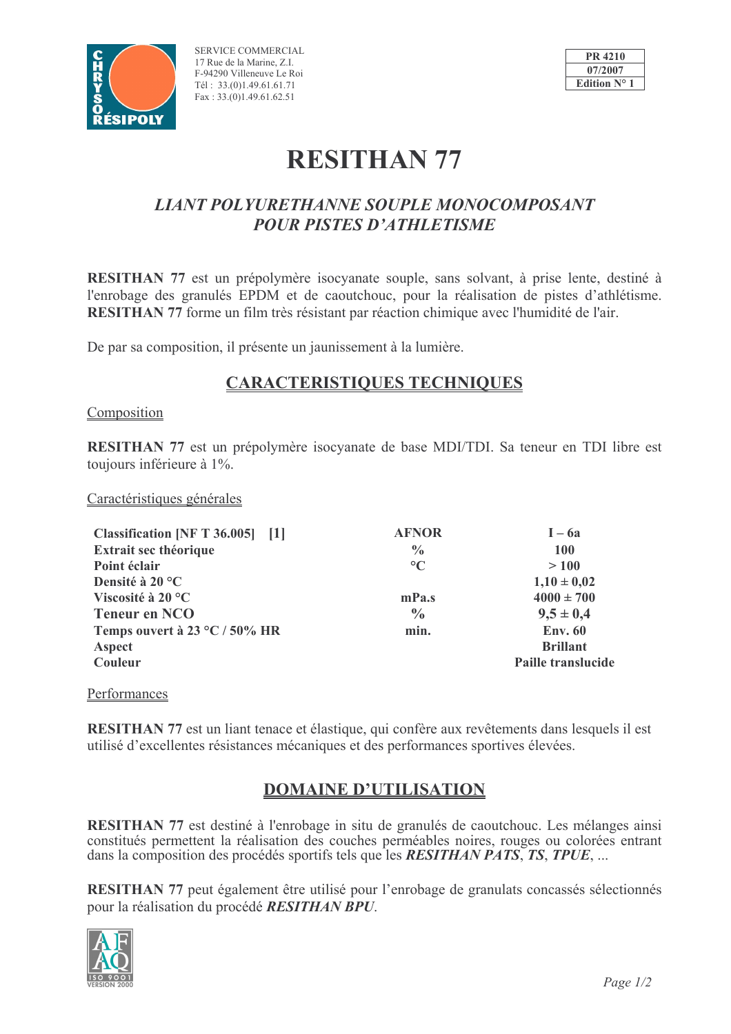SERVICE COMMERCIAL
17 Rue de la Marine, Z.I.
F-94290 Villeneuve Le Roi
Tél : 33.(0)1.49.61.61.71
Fax : 33.(0)1.49.61.62.51

| PR 4210 |
|---|
| 07/2007 |
| Edition N° 1 |

# RESITHAN 77

## *LIANT POLYURETHANNE SOUPLE MONOCOMPOSANT POUR PISTES D'ATHLETISME*

**RESITHAN 77** est un prépolymère isocyanate souple, sans solvant, à prise lente, destiné à l'enrobage des granulés EPDM et de caoutchouc, pour la réalisation de pistes d'athlétisme. **RESITHAN 77** forme un film très résistant par réaction chimique avec l'humidité de l'air.

De par sa composition, il présente un jaunissement à la lumière.

## CARACTERISTIQUES TECHNIQUES

### Composition

**RESITHAN 77** est un prépolymère isocyanate de base MDI/TDI. Sa teneur en TDI libre est toujours inférieure à 1%.

### Caractéristiques générales

| | | |
|---|---|---|
| **Classification [NF T 36.005] [1]** | **AFNOR** | **I – 6a** |
| **Extrait sec théorique** | **%** | **100** |
| **Point éclair** | **°C** | **> 100** |
| **Densité à 20 °C** | | **1,10 ± 0,02** |
| **Viscosité à 20 °C** | **mPa.s** | **4000 ± 700** |
| **Teneur en NCO** | **%** | **9,5 ± 0,4** |
| **Temps ouvert à 23 °C / 50% HR** | **min.** | **Env. 60** |
| **Aspect** | | **Brillant** |
| **Couleur** | | **Paille translucide** |

### Performances

**RESITHAN 77** est un liant tenace et élastique, qui confère aux revêtements dans lesquels il est utilisé d'excellentes résistances mécaniques et des performances sportives élevées.

## DOMAINE D'UTILISATION

**RESITHAN 77** est destiné à l'enrobage in situ de granulés de caoutchouc. Les mélanges ainsi constitués permettent la réalisation des couches perméables noires, rouges ou colorées entrant dans la composition des procédés sportifs tels que les ***RESITHAN PATS***, ***TS***, ***TPUE***, ...

**RESITHAN 77** peut également être utilisé pour l'enrobage de granulats concassés sélectionnés pour la réalisation du procédé ***RESITHAN BPU***.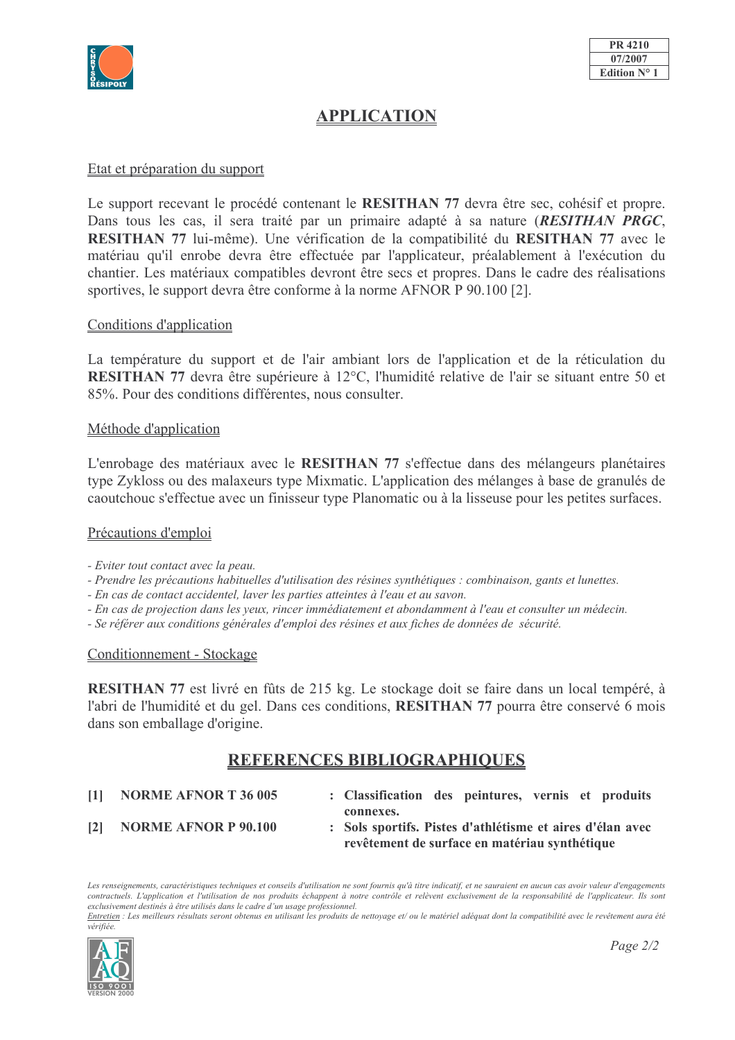## APPLICATION

### Etat et préparation du support

Le support recevant le procédé contenant le **RESITHAN 77** devra être sec, cohésif et propre. Dans tous les cas, il sera traité par un primaire adapté à sa nature (***RESITHAN PRGC***, **RESITHAN 77** lui-même). Une vérification de la compatibilité du **RESITHAN 77** avec le matériau qu'il enrobe devra être effectuée par l'applicateur, préalablement à l'exécution du chantier. Les matériaux compatibles devront être secs et propres. Dans le cadre des réalisations sportives, le support devra être conforme à la norme AFNOR P 90.100 [2].

### Conditions d'application

La température du support et de l'air ambiant lors de l'application et de la réticulation du **RESITHAN 77** devra être supérieure à 12°C, l'humidité relative de l'air se situant entre 50 et 85%. Pour des conditions différentes, nous consulter.

### Méthode d'application

L'enrobage des matériaux avec le **RESITHAN 77** s'effectue dans des mélangeurs planétaires type Zykloss ou des malaxeurs type Mixmatic. L'application des mélanges à base de granulés de caoutchouc s'effectue avec un finisseur type Planomatic ou à la lisseuse pour les petites surfaces.

### Précautions d'emploi

- *Eviter tout contact avec la peau.*
- *Prendre les précautions habituelles d'utilisation des résines synthétiques : combinaison, gants et lunettes.*
- *En cas de contact accidentel, laver les parties atteintes à l'eau et au savon.*
- *En cas de projection dans les yeux, rincer immédiatement et abondamment à l'eau et consulter un médecin.*
- *Se référer aux conditions générales d'emploi des résines et aux fiches de données de sécurité.*

### Conditionnement - Stockage

**RESITHAN 77** est livré en fûts de 215 kg. Le stockage doit se faire dans un local tempéré, à l'abri de l'humidité et du gel. Dans ces conditions, **RESITHAN 77** pourra être conservé 6 mois dans son emballage d'origine.

## REFERENCES BIBLIOGRAPHIQUES

**[1] NORME AFNOR T 36 005** : **Classification des peintures, vernis et produits connexes.**

**[2] NORME AFNOR P 90.100** : **Sols sportifs. Pistes d'athlétisme et aires d'élan avec revêtement de surface en matériau synthétique**

*Les renseignements, caractéristiques techniques et conseils d'utilisation ne sont fournis qu'à titre indicatif, et ne sauraient en aucun cas avoir valeur d'engagements contractuels. L'application et l'utilisation de nos produits échappent à notre contrôle et relèvent exclusivement de la responsabilité de l'applicateur. Ils sont exclusivement destinés à être utilisés dans le cadre d'un usage professionnel.*
*Entretien : Les meilleurs résultats seront obtenus en utilisant les produits de nettoyage et/ ou le matériel adéquat dont la compatibilité avec le revêtement aura été vérifiée.*